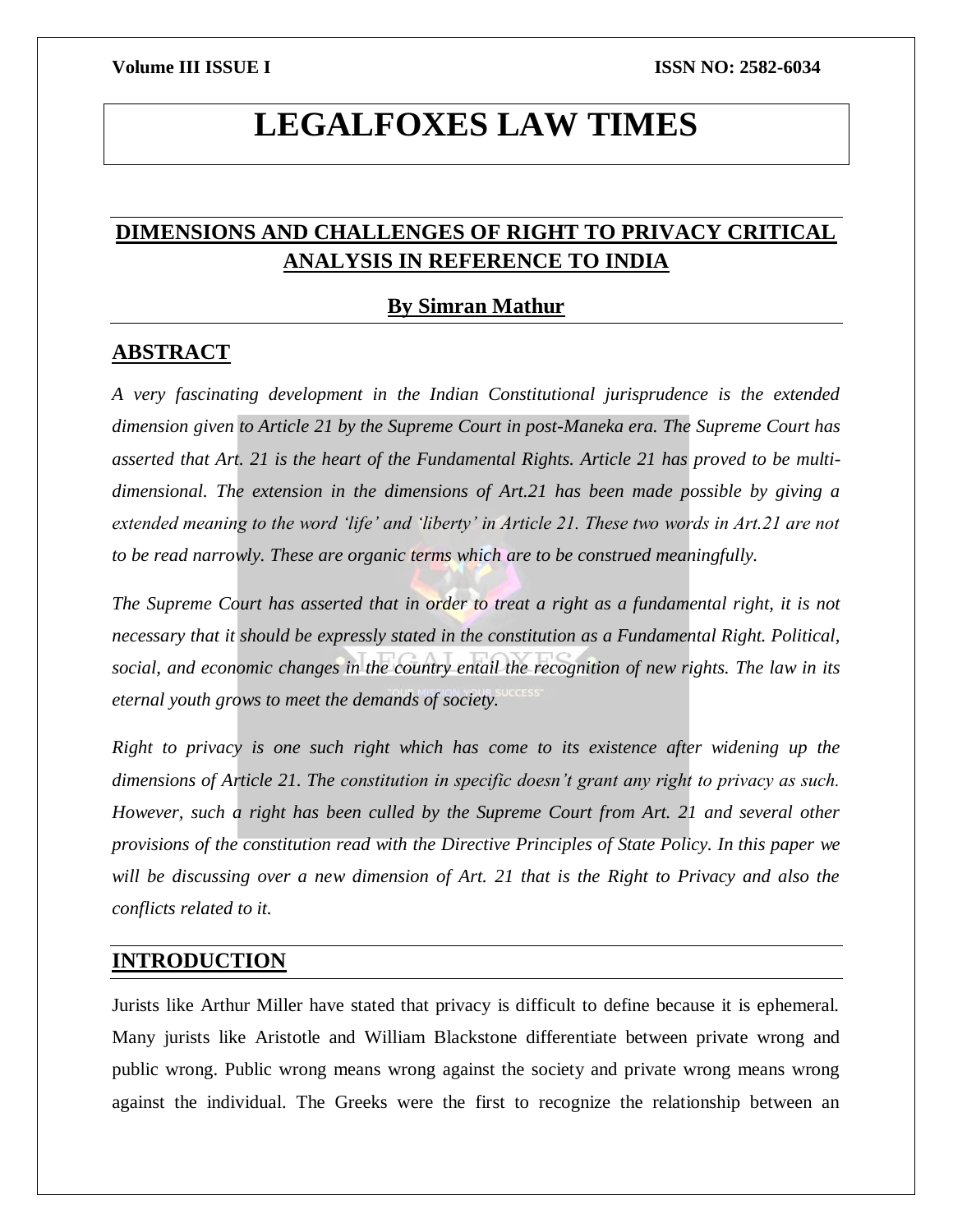# LEGALFOXES LAW TIMES

## DIMENSIONS AND CHALLENGES OF RIGHT TO PRIVACY CRITICAL ANALYSIS IN REFERENCE TO INDIA

### By Simran Mathur

## ABSTRACT

*A very fascinating development in the Indian Constitutional jurisprudence is the extended dimension given to Article 21 by the Supreme Court in post-Maneka era. The Supreme Court has asserted that Art. 21 is the heart of the Fundamental Rights. Article 21 has proved to be multi-dimensional. The extension in the dimensions of Art.21 has been made possible by giving a extended meaning to the word 'life' and 'liberty' in Article 21. These two words in Art.21 are not to be read narrowly. These are organic terms which are to be construed meaningfully.*

*The Supreme Court has asserted that in order to treat a right as a fundamental right, it is not necessary that it should be expressly stated in the constitution as a Fundamental Right. Political, social, and economic changes in the country entail the recognition of new rights. The law in its eternal youth grows to meet the demands of society.*

*Right to privacy is one such right which has come to its existence after widening up the dimensions of Article 21. The constitution in specific doesn't grant any right to privacy as such. However, such a right has been culled by the Supreme Court from Art. 21 and several other provisions of the constitution read with the Directive Principles of State Policy. In this paper we will be discussing over a new dimension of Art. 21 that is the Right to Privacy and also the conflicts related to it.*

## INTRODUCTION

Jurists like Arthur Miller have stated that privacy is difficult to define because it is ephemeral. Many jurists like Aristotle and William Blackstone differentiate between private wrong and public wrong. Public wrong means wrong against the society and private wrong means wrong against the individual. The Greeks were the first to recognize the relationship between an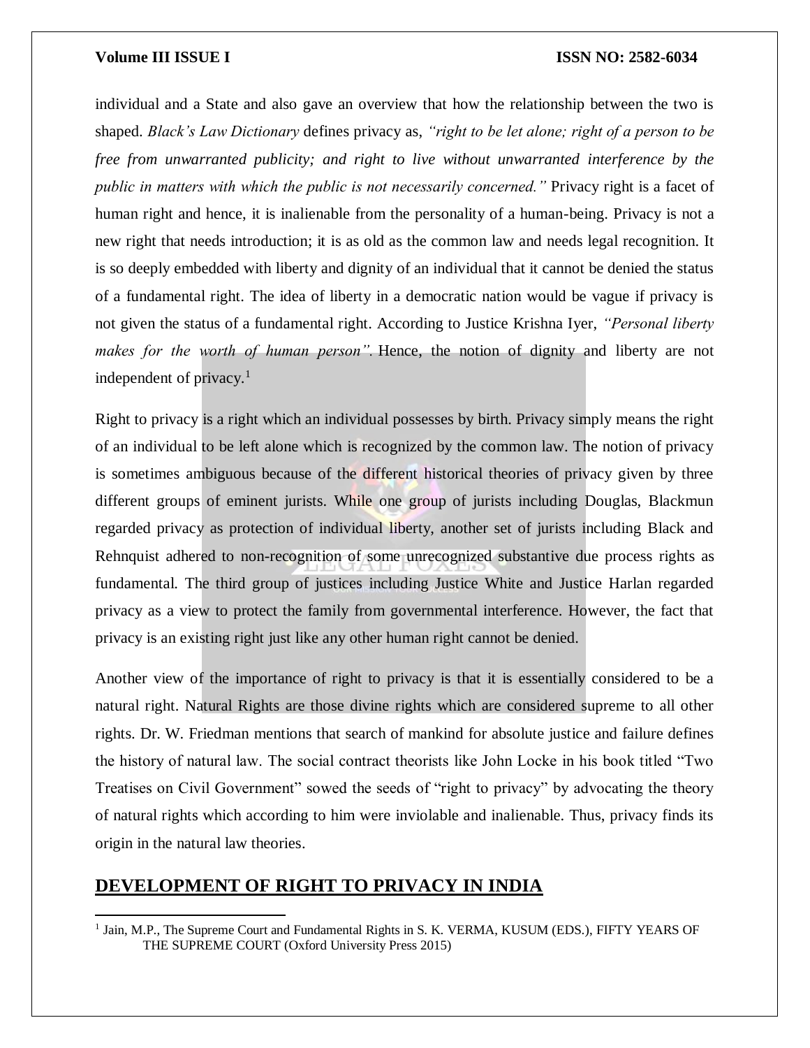individual and a State and also gave an overview that how the relationship between the two is shaped. *Black's Law Dictionary* defines privacy as, *"right to be let alone; right of a person to be free from unwarranted publicity; and right to live without unwarranted interference by the public in matters with which the public is not necessarily concerned."* Privacy right is a facet of human right and hence, it is inalienable from the personality of a human-being. Privacy is not a new right that needs introduction; it is as old as the common law and needs legal recognition. It is so deeply embedded with liberty and dignity of an individual that it cannot be denied the status of a fundamental right. The idea of liberty in a democratic nation would be vague if privacy is not given the status of a fundamental right. According to Justice Krishna Iyer, *"Personal liberty makes for the worth of human person".* Hence, the notion of dignity and liberty are not independent of privacy.[1]

Right to privacy is a right which an individual possesses by birth. Privacy simply means the right of an individual to be left alone which is recognized by the common law. The notion of privacy is sometimes ambiguous because of the different historical theories of privacy given by three different groups of eminent jurists. While one group of jurists including Douglas, Blackmun regarded privacy as protection of individual liberty, another set of jurists including Black and Rehnquist adhered to non-recognition of some unrecognized substantive due process rights as fundamental. The third group of justices including Justice White and Justice Harlan regarded privacy as a view to protect the family from governmental interference. However, the fact that privacy is an existing right just like any other human right cannot be denied.

Another view of the importance of right to privacy is that it is essentially considered to be a natural right. Natural Rights are those divine rights which are considered supreme to all other rights. Dr. W. Friedman mentions that search of mankind for absolute justice and failure defines the history of natural law. The social contract theorists like John Locke in his book titled "Two Treatises on Civil Government" sowed the seeds of "right to privacy" by advocating the theory of natural rights which according to him were inviolable and inalienable. Thus, privacy finds its origin in the natural law theories.

## DEVELOPMENT OF RIGHT TO PRIVACY IN INDIA

[1] Jain, M.P., The Supreme Court and Fundamental Rights in S. K. VERMA, KUSUM (EDS.), FIFTY YEARS OF THE SUPREME COURT (Oxford University Press 2015)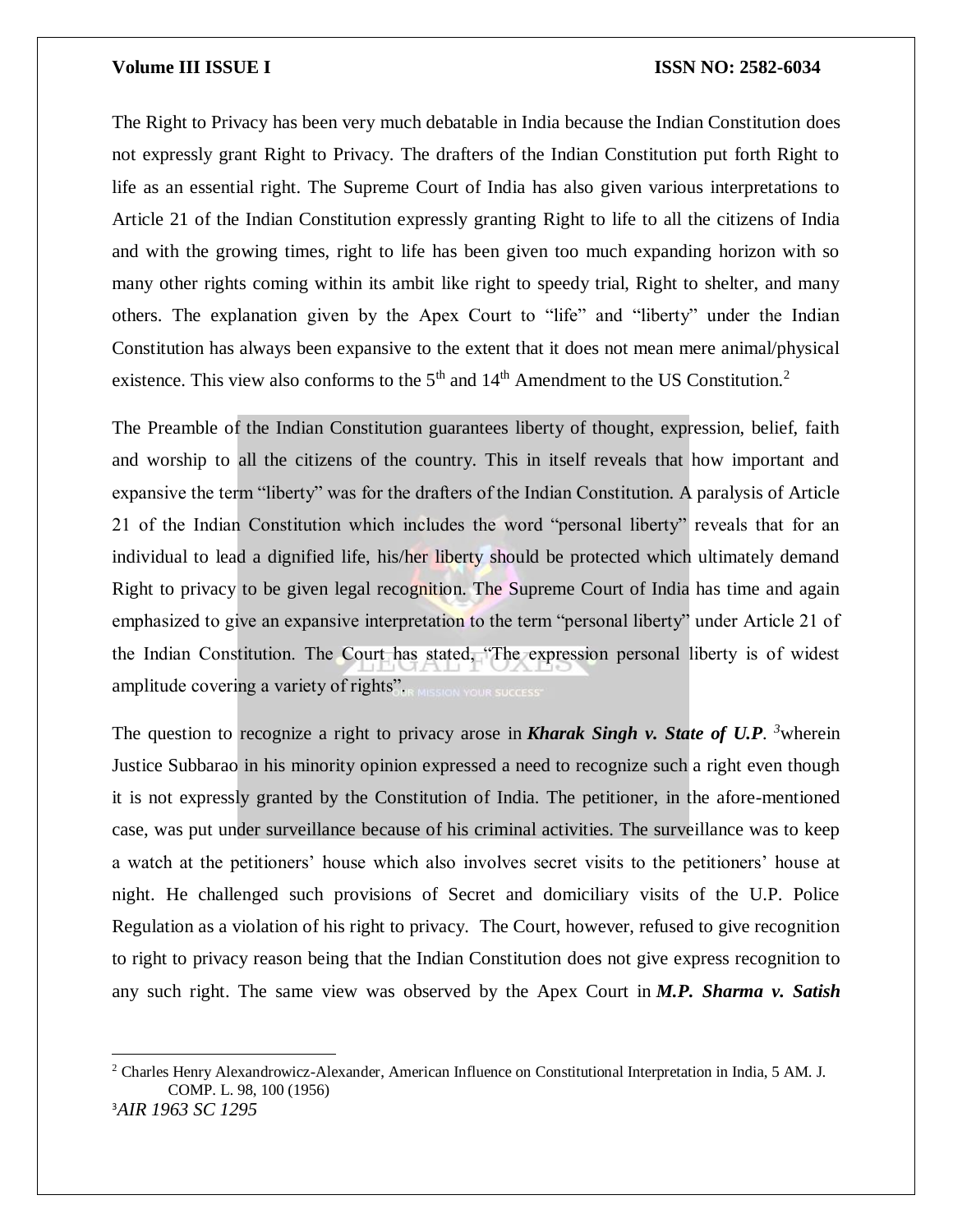The Right to Privacy has been very much debatable in India because the Indian Constitution does not expressly grant Right to Privacy. The drafters of the Indian Constitution put forth Right to life as an essential right. The Supreme Court of India has also given various interpretations to Article 21 of the Indian Constitution expressly granting Right to life to all the citizens of India and with the growing times, right to life has been given too much expanding horizon with so many other rights coming within its ambit like right to speedy trial, Right to shelter, and many others. The explanation given by the Apex Court to "life" and "liberty" under the Indian Constitution has always been expansive to the extent that it does not mean mere animal/physical existence. This view also conforms to the 5th and 14th Amendment to the US Constitution.[2]

The Preamble of the Indian Constitution guarantees liberty of thought, expression, belief, faith and worship to all the citizens of the country. This in itself reveals that how important and expansive the term "liberty" was for the drafters of the Indian Constitution. A paralysis of Article 21 of the Indian Constitution which includes the word "personal liberty" reveals that for an individual to lead a dignified life, his/her liberty should be protected which ultimately demand Right to privacy to be given legal recognition. The Supreme Court of India has time and again emphasized to give an expansive interpretation to the term "personal liberty" under Article 21 of the Indian Constitution. The Court has stated, "The expression personal liberty is of widest amplitude covering a variety of rights".

The question to recognize a right to privacy arose in ***Kharak Singh v. State of U.P.*** [3]wherein Justice Subbarao in his minority opinion expressed a need to recognize such a right even though it is not expressly granted by the Constitution of India. The petitioner, in the afore-mentioned case, was put under surveillance because of his criminal activities. The surveillance was to keep a watch at the petitioners' house which also involves secret visits to the petitioners' house at night. He challenged such provisions of Secret and domiciliary visits of the U.P. Police Regulation as a violation of his right to privacy. The Court, however, refused to give recognition to right to privacy reason being that the Indian Constitution does not give express recognition to any such right. The same view was observed by the Apex Court in ***M.P. Sharma v. Satish***

---

[2] Charles Henry Alexandrowicz-Alexander, American Influence on Constitutional Interpretation in India, 5 AM. J. COMP. L. 98, 100 (1956)

[3] *AIR 1963 SC 1295*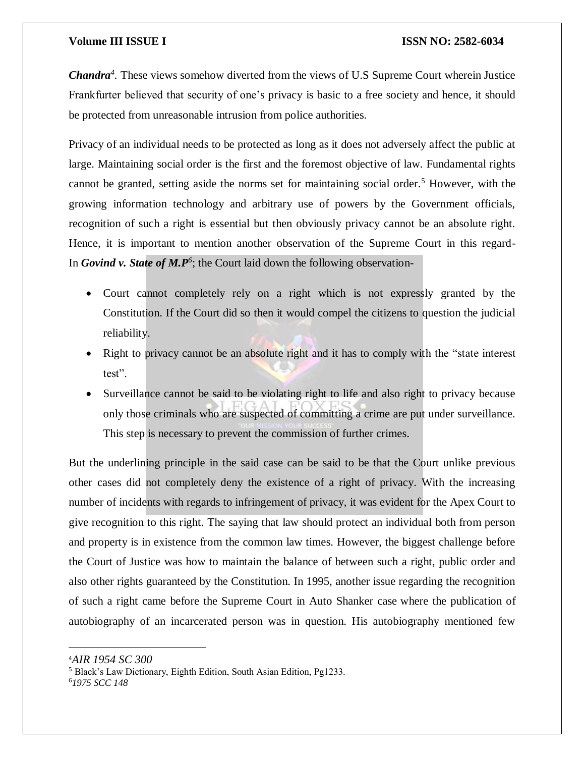***Chandra***[4]. These views somehow diverted from the views of U.S Supreme Court wherein Justice Frankfurter believed that security of one's privacy is basic to a free society and hence, it should be protected from unreasonable intrusion from police authorities.

Privacy of an individual needs to be protected as long as it does not adversely affect the public at large. Maintaining social order is the first and the foremost objective of law. Fundamental rights cannot be granted, setting aside the norms set for maintaining social order.[5] However, with the growing information technology and arbitrary use of powers by the Government officials, recognition of such a right is essential but then obviously privacy cannot be an absolute right. Hence, it is important to mention another observation of the Supreme Court in this regard- In ***Govind v. State of M.P***[6]; the Court laid down the following observation-

- Court cannot completely rely on a right which is not expressly granted by the Constitution. If the Court did so then it would compel the citizens to question the judicial reliability.
- Right to privacy cannot be an absolute right and it has to comply with the "state interest test".
- Surveillance cannot be said to be violating right to life and also right to privacy because only those criminals who are suspected of committing a crime are put under surveillance. This step is necessary to prevent the commission of further crimes.

But the underlining principle in the said case can be said to be that the Court unlike previous other cases did not completely deny the existence of a right of privacy. With the increasing number of incidents with regards to infringement of privacy, it was evident for the Apex Court to give recognition to this right. The saying that law should protect an individual both from person and property is in existence from the common law times. However, the biggest challenge before the Court of Justice was how to maintain the balance of between such a right, public order and also other rights guaranteed by the Constitution. In 1995, another issue regarding the recognition of such a right came before the Supreme Court in Auto Shanker case where the publication of autobiography of an incarcerated person was in question. His autobiography mentioned few

---

[4] *AIR 1954 SC 300*

[5] Black's Law Dictionary, Eighth Edition, South Asian Edition, Pg1233.

[6] *1975 SCC 148*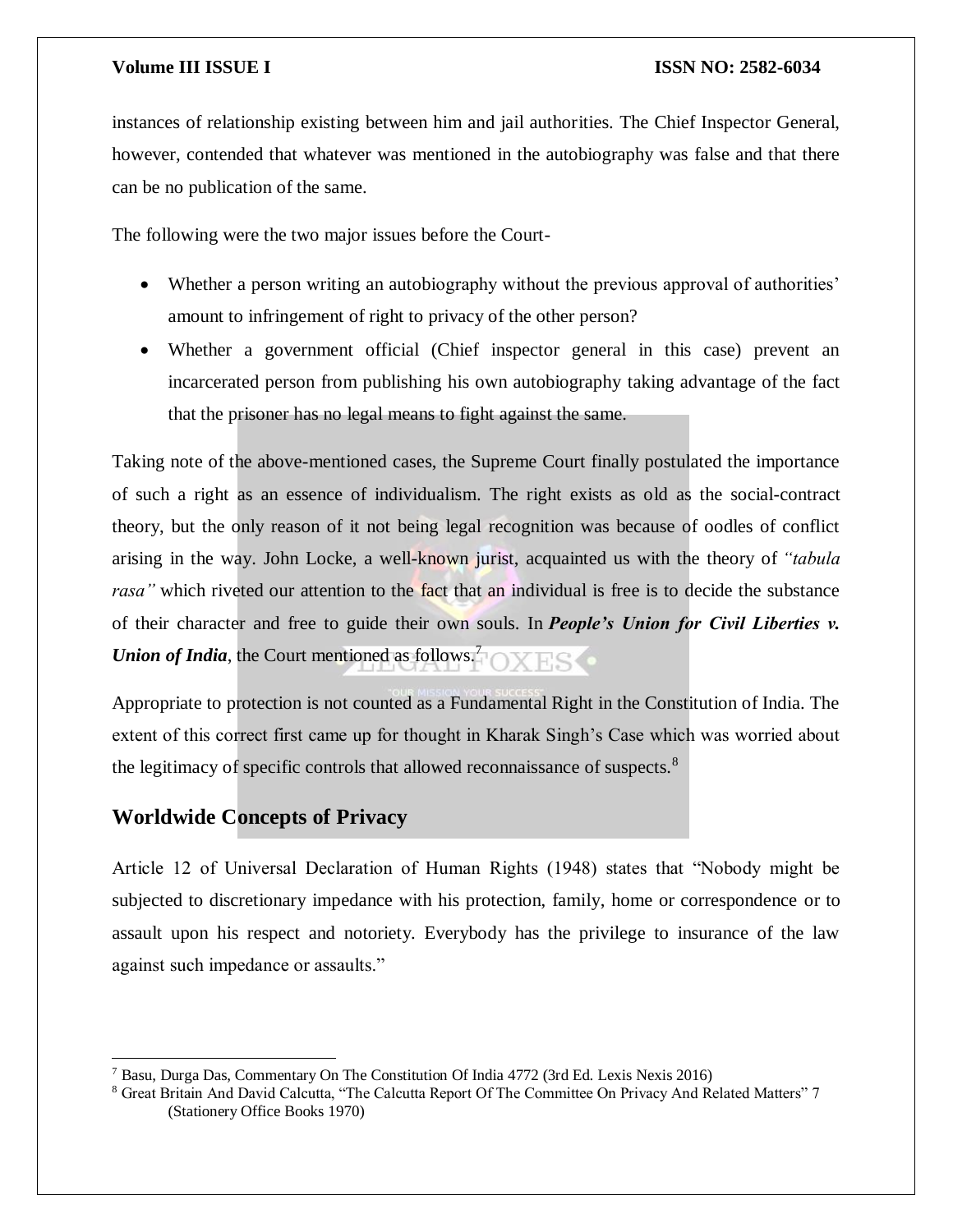instances of relationship existing between him and jail authorities. The Chief Inspector General, however, contended that whatever was mentioned in the autobiography was false and that there can be no publication of the same.

The following were the two major issues before the Court-

- Whether a person writing an autobiography without the previous approval of authorities' amount to infringement of right to privacy of the other person?
- Whether a government official (Chief inspector general in this case) prevent an incarcerated person from publishing his own autobiography taking advantage of the fact that the prisoner has no legal means to fight against the same.

Taking note of the above-mentioned cases, the Supreme Court finally postulated the importance of such a right as an essence of individualism. The right exists as old as the social-contract theory, but the only reason of it not being legal recognition was because of oodles of conflict arising in the way. John Locke, a well-known jurist, acquainted us with the theory of *"tabula rasa"* which riveted our attention to the fact that an individual is free is to decide the substance of their character and free to guide their own souls. In ***People's Union for Civil Liberties v. Union of India***, the Court mentioned as follows.[7]

Appropriate to protection is not counted as a Fundamental Right in the Constitution of India. The extent of this correct first came up for thought in Kharak Singh's Case which was worried about the legitimacy of specific controls that allowed reconnaissance of suspects.[8]

## Worldwide Concepts of Privacy

Article 12 of Universal Declaration of Human Rights (1948) states that "Nobody might be subjected to discretionary impedance with his protection, family, home or correspondence or to assault upon his respect and notoriety. Everybody has the privilege to insurance of the law against such impedance or assaults."

---

[7] Basu, Durga Das, Commentary On The Constitution Of India 4772 (3rd Ed. Lexis Nexis 2016)

[8] Great Britain And David Calcutta, "The Calcutta Report Of The Committee On Privacy And Related Matters" 7 (Stationery Office Books 1970)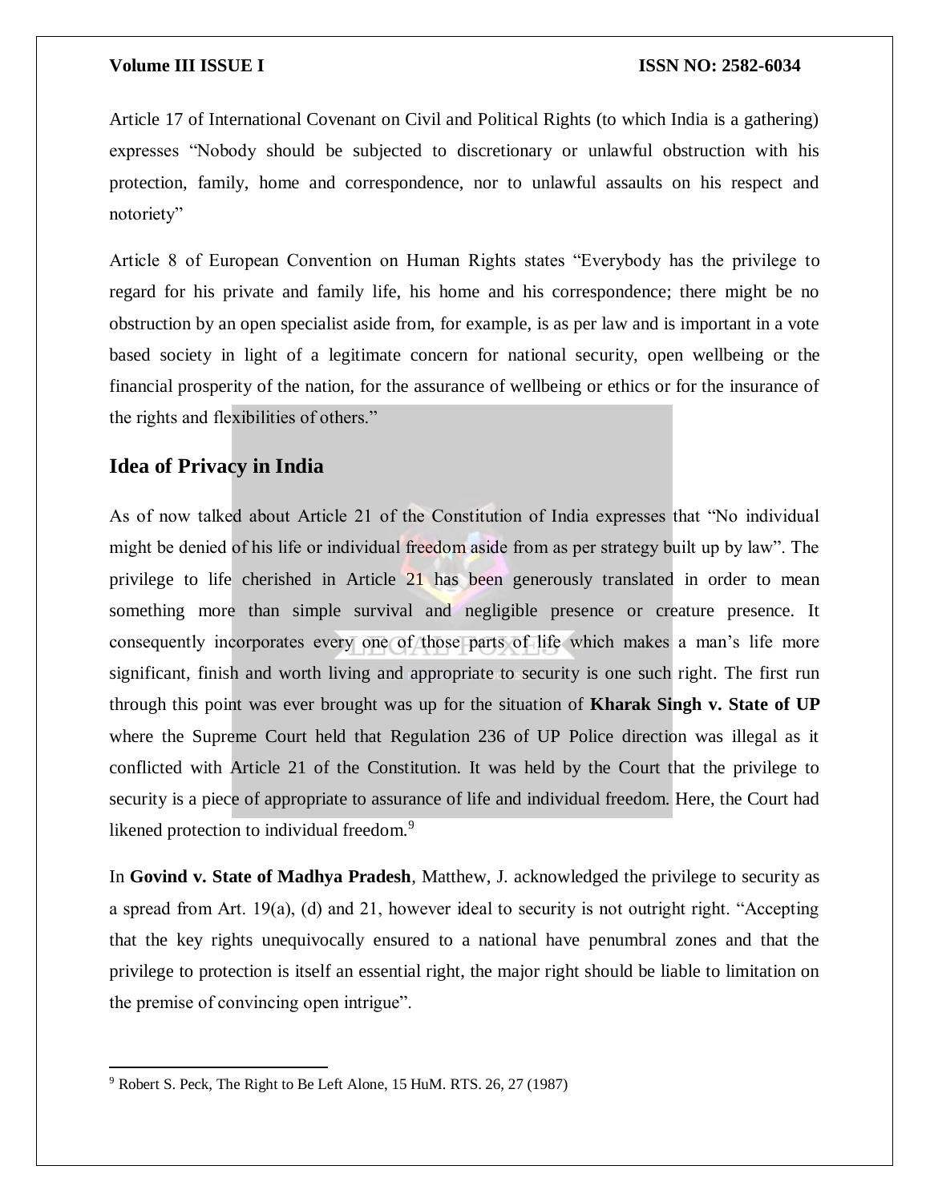Article 17 of International Covenant on Civil and Political Rights (to which India is a gathering) expresses "Nobody should be subjected to discretionary or unlawful obstruction with his protection, family, home and correspondence, nor to unlawful assaults on his respect and notoriety"

Article 8 of European Convention on Human Rights states "Everybody has the privilege to regard for his private and family life, his home and his correspondence; there might be no obstruction by an open specialist aside from, for example, is as per law and is important in a vote based society in light of a legitimate concern for national security, open wellbeing or the financial prosperity of the nation, for the assurance of wellbeing or ethics or for the insurance of the rights and flexibilities of others."

## Idea of Privacy in India

As of now talked about Article 21 of the Constitution of India expresses that "No individual might be denied of his life or individual freedom aside from as per strategy built up by law". The privilege to life cherished in Article 21 has been generously translated in order to mean something more than simple survival and negligible presence or creature presence. It consequently incorporates every one of those parts of life which makes a man's life more significant, finish and worth living and appropriate to security is one such right. The first run through this point was ever brought was up for the situation of **Kharak Singh v. State of UP** where the Supreme Court held that Regulation 236 of UP Police direction was illegal as it conflicted with Article 21 of the Constitution. It was held by the Court that the privilege to security is a piece of appropriate to assurance of life and individual freedom. Here, the Court had likened protection to individual freedom.[9]

In **Govind v. State of Madhya Pradesh**, Matthew, J. acknowledged the privilege to security as a spread from Art. 19(a), (d) and 21, however ideal to security is not outright right. "Accepting that the key rights unequivocally ensured to a national have penumbral zones and that the privilege to protection is itself an essential right, the major right should be liable to limitation on the premise of convincing open intrigue".

---

[9] Robert S. Peck, The Right to Be Left Alone, 15 HuM. RTS. 26, 27 (1987)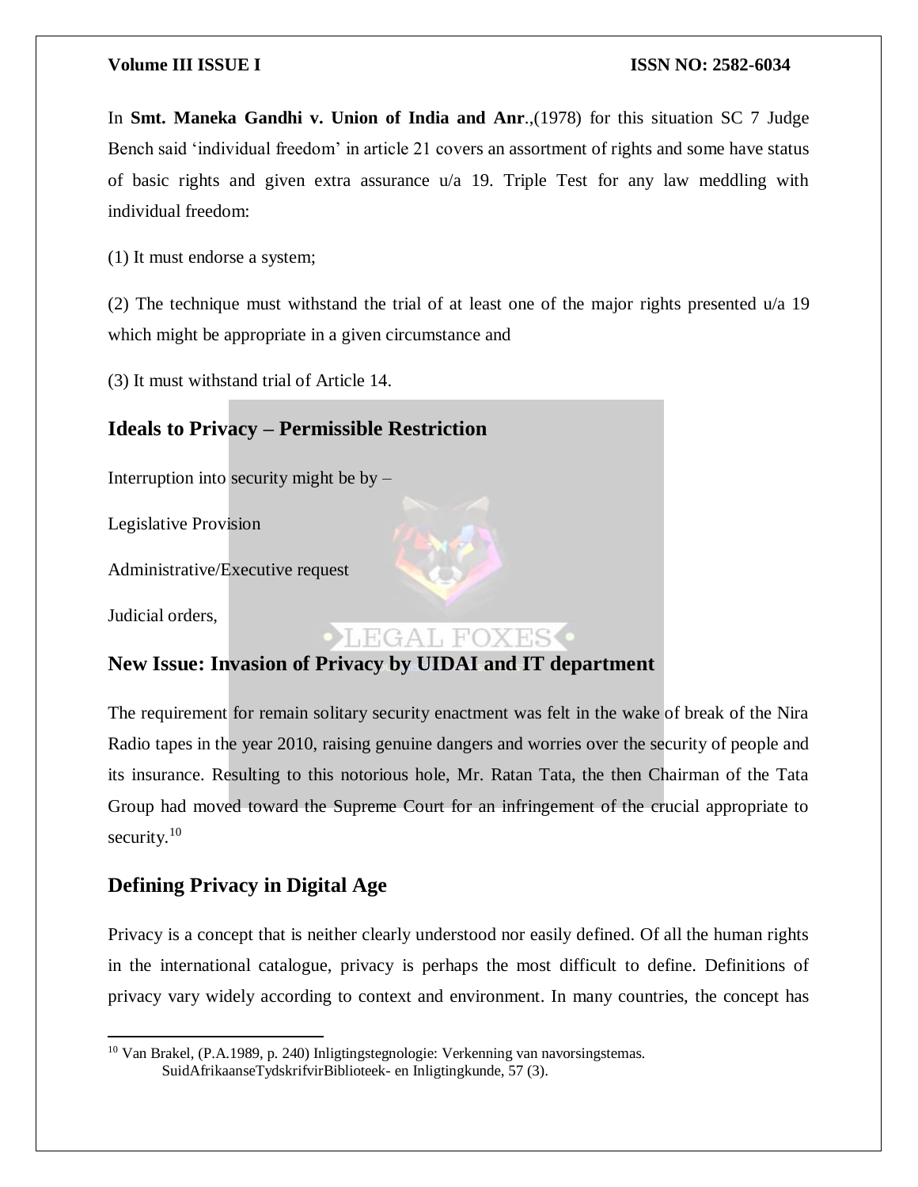In **Smt. Maneka Gandhi v. Union of India and Anr**.,(1978) for this situation SC 7 Judge Bench said 'individual freedom' in article 21 covers an assortment of rights and some have status of basic rights and given extra assurance u/a 19. Triple Test for any law meddling with individual freedom:

(1) It must endorse a system;

(2) The technique must withstand the trial of at least one of the major rights presented u/a 19 which might be appropriate in a given circumstance and

(3) It must withstand trial of Article 14.

## Ideals to Privacy – Permissible Restriction

Interruption into security might be by –

Legislative Provision

Administrative/Executive request

Judicial orders,

## New Issue: Invasion of Privacy by UIDAI and IT department

The requirement for remain solitary security enactment was felt in the wake of break of the Nira Radio tapes in the year 2010, raising genuine dangers and worries over the security of people and its insurance. Resulting to this notorious hole, Mr. Ratan Tata, the then Chairman of the Tata Group had moved toward the Supreme Court for an infringement of the crucial appropriate to security.[10]

## Defining Privacy in Digital Age

Privacy is a concept that is neither clearly understood nor easily defined. Of all the human rights in the international catalogue, privacy is perhaps the most difficult to define. Definitions of privacy vary widely according to context and environment. In many countries, the concept has

---

[10] Van Brakel, (P.A.1989, p. 240) Inligtingstegnologie: Verkenning van navorsingstemas. SuidAfrikaanseTydskrifvirBiblioteek- en Inligtingkunde, 57 (3).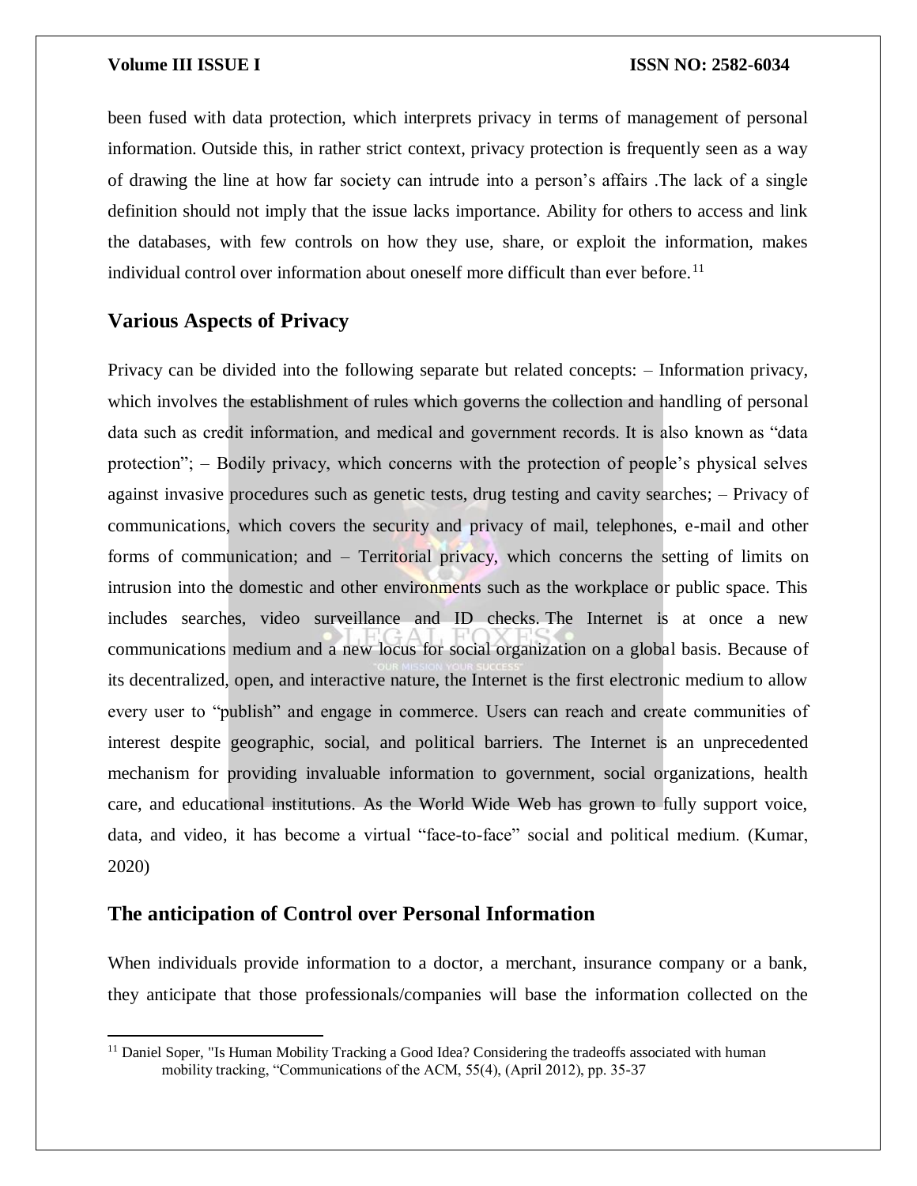been fused with data protection, which interprets privacy in terms of management of personal information. Outside this, in rather strict context, privacy protection is frequently seen as a way of drawing the line at how far society can intrude into a person's affairs .The lack of a single definition should not imply that the issue lacks importance. Ability for others to access and link the databases, with few controls on how they use, share, or exploit the information, makes individual control over information about oneself more difficult than ever before.[11]

## Various Aspects of Privacy

Privacy can be divided into the following separate but related concepts: – Information privacy, which involves the establishment of rules which governs the collection and handling of personal data such as credit information, and medical and government records. It is also known as "data protection"; – Bodily privacy, which concerns with the protection of people's physical selves against invasive procedures such as genetic tests, drug testing and cavity searches; – Privacy of communications, which covers the security and privacy of mail, telephones, e-mail and other forms of communication; and – Territorial privacy, which concerns the setting of limits on intrusion into the domestic and other environments such as the workplace or public space. This includes searches, video surveillance and ID checks. The Internet is at once a new communications medium and a new locus for social organization on a global basis. Because of its decentralized, open, and interactive nature, the Internet is the first electronic medium to allow every user to "publish" and engage in commerce. Users can reach and create communities of interest despite geographic, social, and political barriers. The Internet is an unprecedented mechanism for providing invaluable information to government, social organizations, health care, and educational institutions. As the World Wide Web has grown to fully support voice, data, and video, it has become a virtual "face-to-face" social and political medium. (Kumar, 2020)

## The anticipation of Control over Personal Information

When individuals provide information to a doctor, a merchant, insurance company or a bank, they anticipate that those professionals/companies will base the information collected on the

---

[11] Daniel Soper, "Is Human Mobility Tracking a Good Idea? Considering the tradeoffs associated with human mobility tracking, "Communications of the ACM, 55(4), (April 2012), pp. 35-37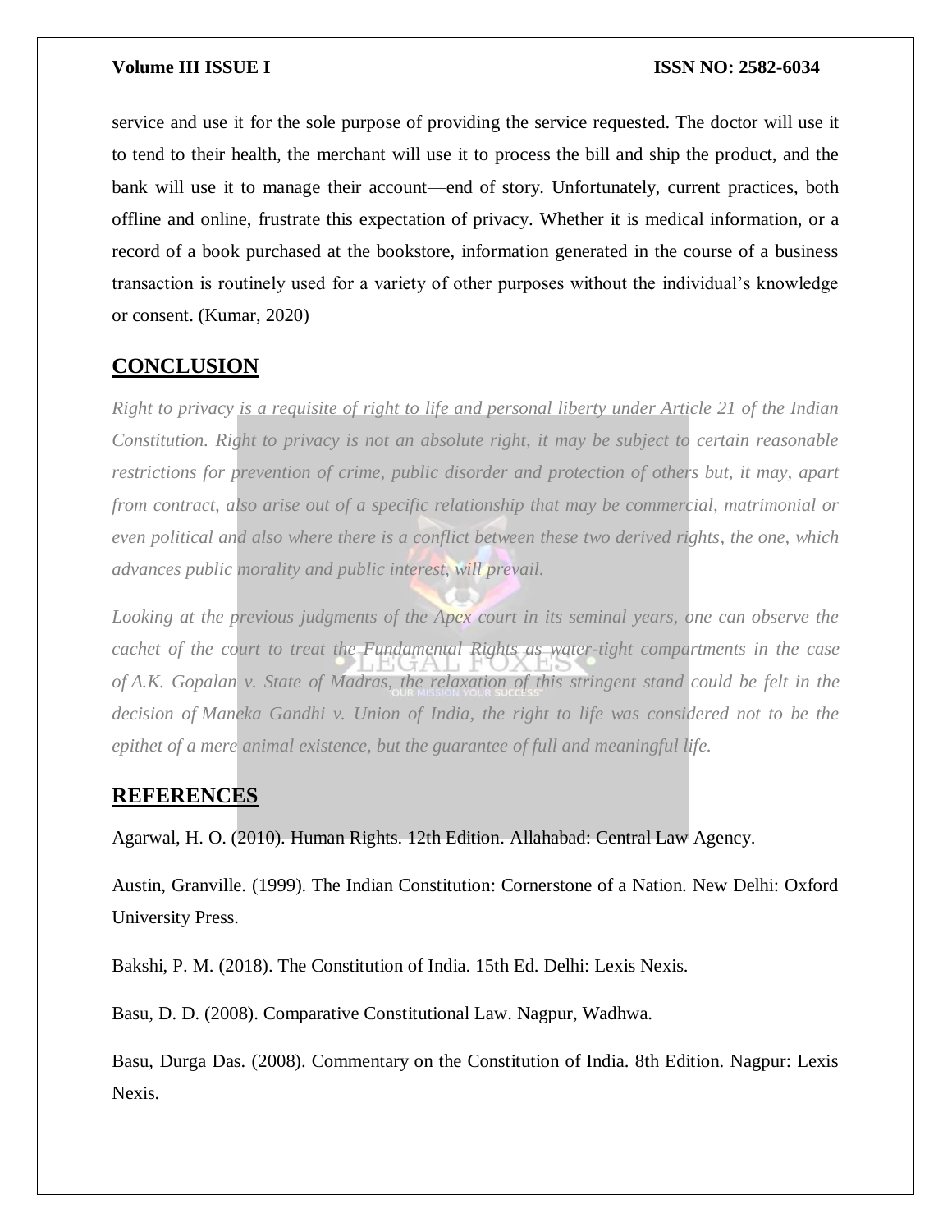service and use it for the sole purpose of providing the service requested. The doctor will use it to tend to their health, the merchant will use it to process the bill and ship the product, and the bank will use it to manage their account—end of story. Unfortunately, current practices, both offline and online, frustrate this expectation of privacy. Whether it is medical information, or a record of a book purchased at the bookstore, information generated in the course of a business transaction is routinely used for a variety of other purposes without the individual's knowledge or consent. (Kumar, 2020)

## CONCLUSION

*Right to privacy is a requisite of right to life and personal liberty under Article 21 of the Indian Constitution. Right to privacy is not an absolute right, it may be subject to certain reasonable restrictions for prevention of crime, public disorder and protection of others but, it may, apart from contract, also arise out of a specific relationship that may be commercial, matrimonial or even political and also where there is a conflict between these two derived rights, the one, which advances public morality and public interest, will prevail.*

*Looking at the previous judgments of the Apex court in its seminal years, one can observe the cachet of the court to treat the Fundamental Rights as water-tight compartments in the case of A.K. Gopalan v. State of Madras, the relaxation of this stringent stand could be felt in the decision of Maneka Gandhi v. Union of India, the right to life was considered not to be the epithet of a mere animal existence, but the guarantee of full and meaningful life.*

## REFERENCES

Agarwal, H. O. (2010). Human Rights. 12th Edition. Allahabad: Central Law Agency.

Austin, Granville. (1999). The Indian Constitution: Cornerstone of a Nation. New Delhi: Oxford University Press.

Bakshi, P. M. (2018). The Constitution of India. 15th Ed. Delhi: Lexis Nexis.

Basu, D. D. (2008). Comparative Constitutional Law. Nagpur, Wadhwa.

Basu, Durga Das. (2008). Commentary on the Constitution of India. 8th Edition. Nagpur: Lexis Nexis.